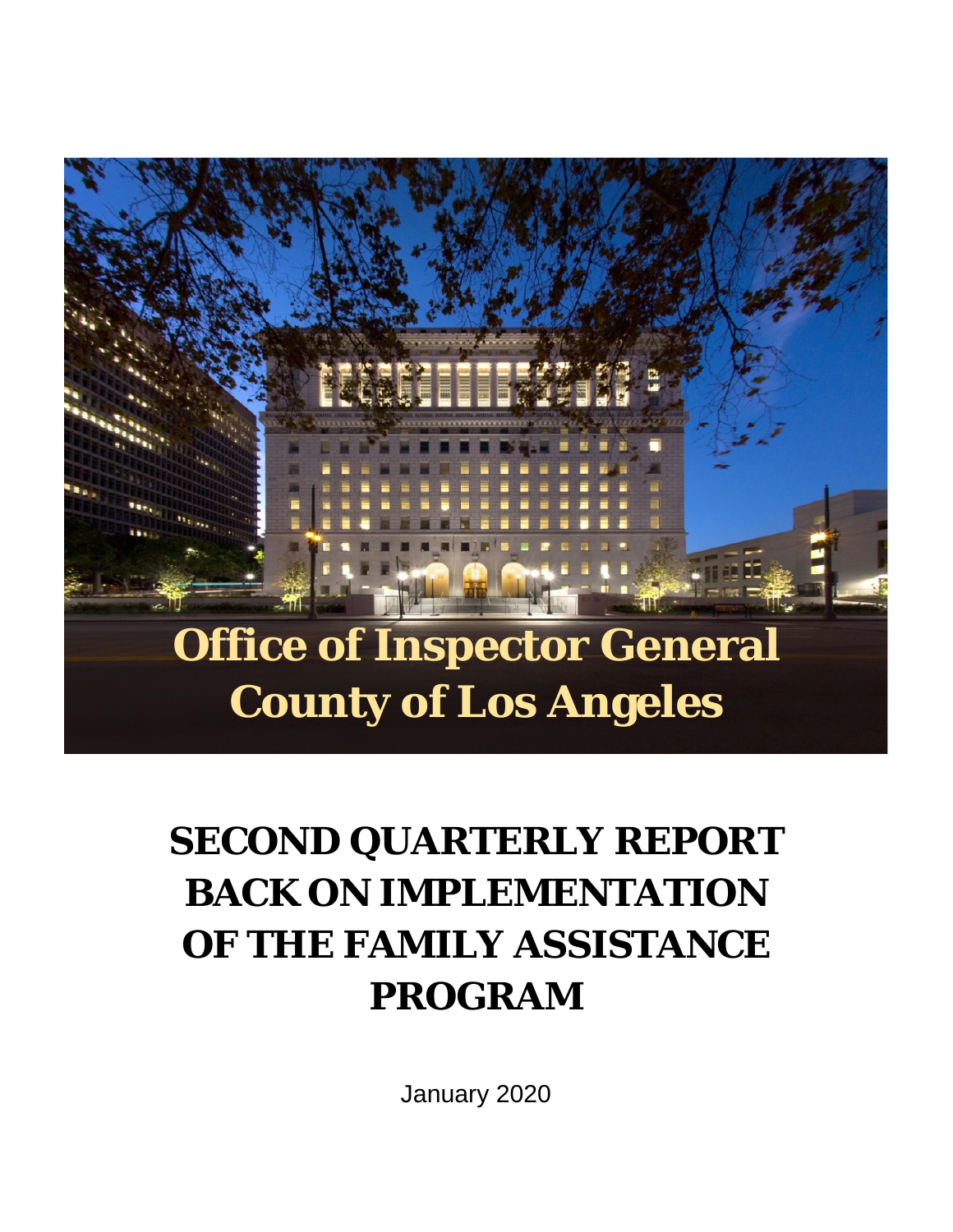# Office of Inspector General
# County of Los Angeles

# SECOND QUARTERLY REPORT BACK ON IMPLEMENTATION OF THE FAMILY ASSISTANCE PROGRAM

January 2020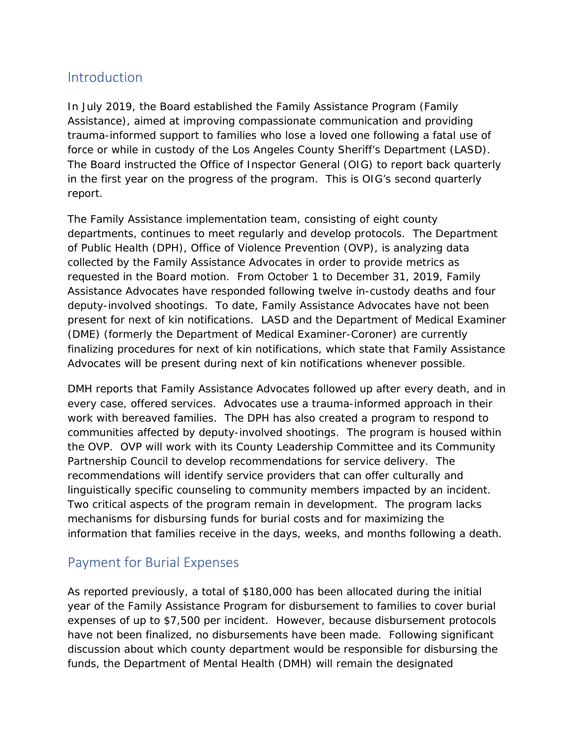## Introduction

In July 2019, the Board established the Family Assistance Program (Family Assistance), aimed at improving compassionate communication and providing trauma-informed support to families who lose a loved one following a fatal use of force or while in custody of the Los Angeles County Sheriff's Department (LASD). The Board instructed the Office of Inspector General (OIG) to report back quarterly in the first year on the progress of the program. This is OIG's second quarterly report.

The Family Assistance implementation team, consisting of eight county departments, continues to meet regularly and develop protocols. The Department of Public Health (DPH), Office of Violence Prevention (OVP), is analyzing data collected by the Family Assistance Advocates in order to provide metrics as requested in the Board motion. From October 1 to December 31, 2019, Family Assistance Advocates have responded following twelve in-custody deaths and four deputy-involved shootings. To date, Family Assistance Advocates have not been present for next of kin notifications. LASD and the Department of Medical Examiner (DME) (formerly the Department of Medical Examiner-Coroner) are currently finalizing procedures for next of kin notifications, which state that Family Assistance Advocates will be present during next of kin notifications whenever possible.

DMH reports that Family Assistance Advocates followed up after every death, and in every case, offered services. Advocates use a trauma-informed approach in their work with bereaved families. The DPH has also created a program to respond to communities affected by deputy-involved shootings. The program is housed within the OVP. OVP will work with its County Leadership Committee and its Community Partnership Council to develop recommendations for service delivery. The recommendations will identify service providers that can offer culturally and linguistically specific counseling to community members impacted by an incident. Two critical aspects of the program remain in development. The program lacks mechanisms for disbursing funds for burial costs and for maximizing the information that families receive in the days, weeks, and months following a death.

## Payment for Burial Expenses

As reported previously, a total of $180,000 has been allocated during the initial year of the Family Assistance Program for disbursement to families to cover burial expenses of up to $7,500 per incident. However, because disbursement protocols have not been finalized, no disbursements have been made. Following significant discussion about which county department would be responsible for disbursing the funds, the Department of Mental Health (DMH) will remain the designated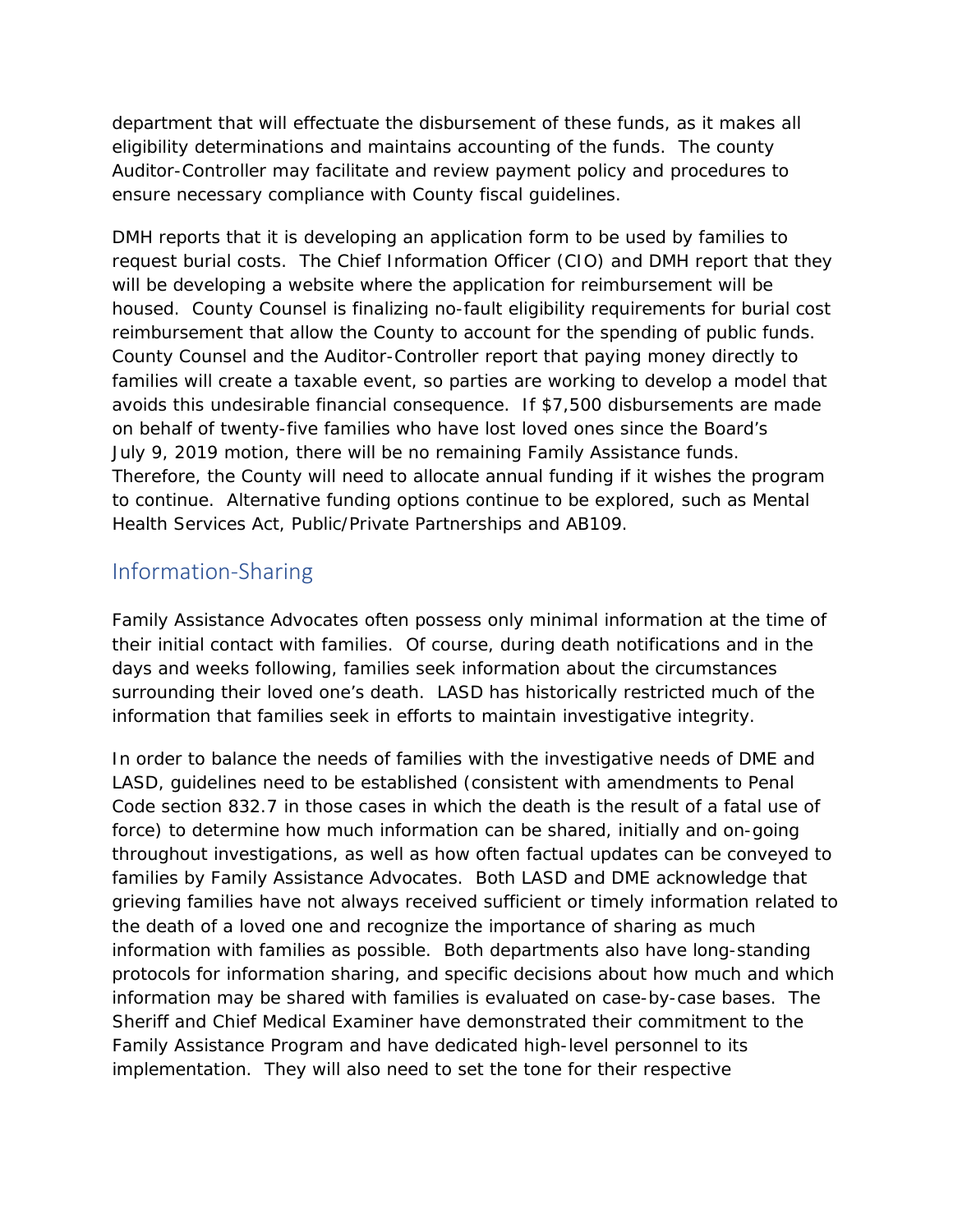department that will effectuate the disbursement of these funds, as it makes all eligibility determinations and maintains accounting of the funds. The county Auditor-Controller may facilitate and review payment policy and procedures to ensure necessary compliance with County fiscal guidelines.

DMH reports that it is developing an application form to be used by families to request burial costs. The Chief Information Officer (CIO) and DMH report that they will be developing a website where the application for reimbursement will be housed. County Counsel is finalizing no-fault eligibility requirements for burial cost reimbursement that allow the County to account for the spending of public funds. County Counsel and the Auditor-Controller report that paying money directly to families will create a taxable event, so parties are working to develop a model that avoids this undesirable financial consequence. If $7,500 disbursements are made on behalf of twenty-five families who have lost loved ones since the Board's July 9, 2019 motion, there will be no remaining Family Assistance funds. Therefore, the County will need to allocate annual funding if it wishes the program to continue. Alternative funding options continue to be explored, such as Mental Health Services Act, Public/Private Partnerships and AB109.

## Information-Sharing

Family Assistance Advocates often possess only minimal information at the time of their initial contact with families. Of course, during death notifications and in the days and weeks following, families seek information about the circumstances surrounding their loved one's death. LASD has historically restricted much of the information that families seek in efforts to maintain investigative integrity.

In order to balance the needs of families with the investigative needs of DME and LASD, guidelines need to be established (consistent with amendments to Penal Code section 832.7 in those cases in which the death is the result of a fatal use of force) to determine how much information can be shared, initially and on-going throughout investigations, as well as how often factual updates can be conveyed to families by Family Assistance Advocates. Both LASD and DME acknowledge that grieving families have not always received sufficient or timely information related to the death of a loved one and recognize the importance of sharing as much information with families as possible. Both departments also have long-standing protocols for information sharing, and specific decisions about how much and which information may be shared with families is evaluated on case-by-case bases. The Sheriff and Chief Medical Examiner have demonstrated their commitment to the Family Assistance Program and have dedicated high-level personnel to its implementation. They will also need to set the tone for their respective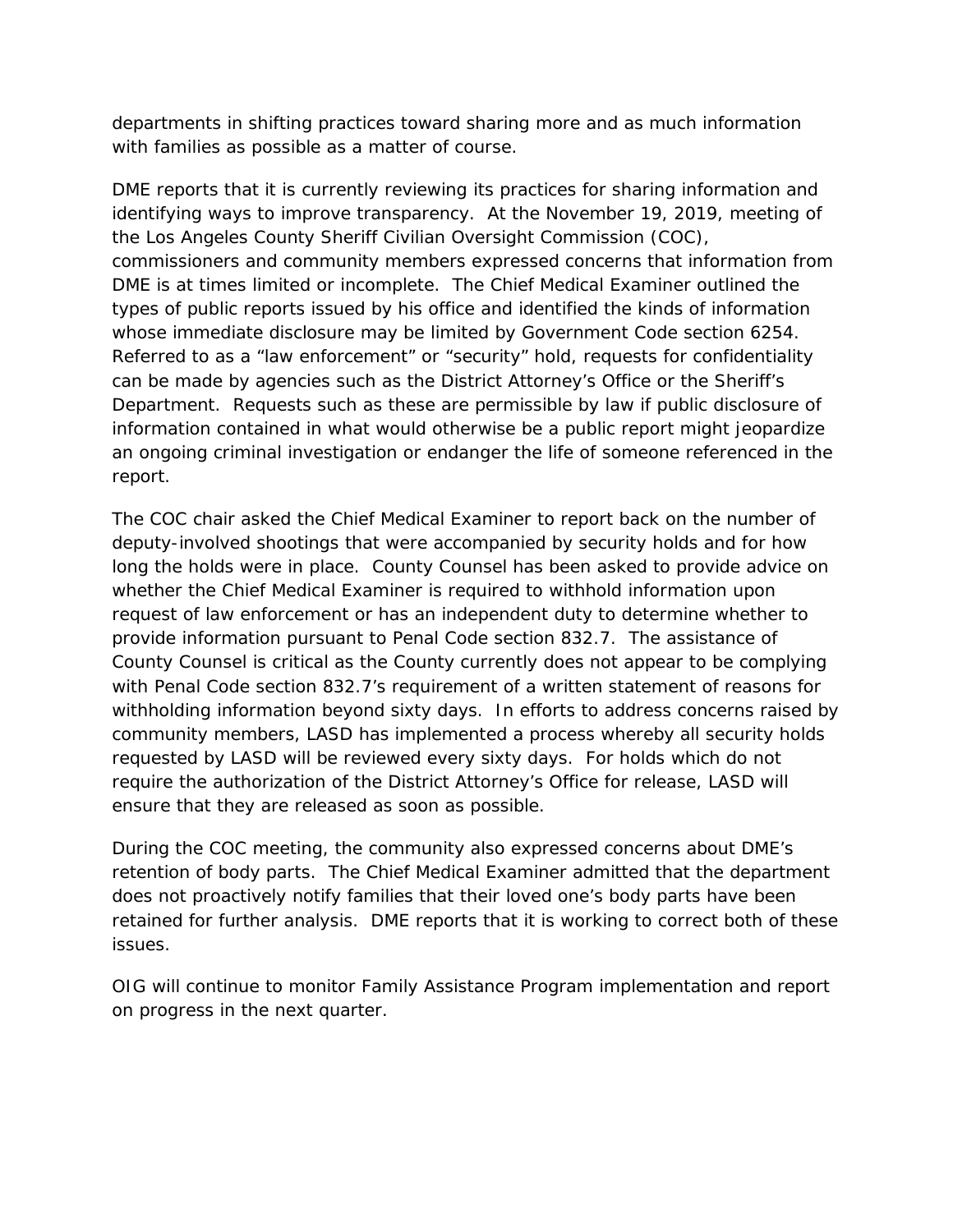departments in shifting practices toward sharing more and as much information with families as possible as a matter of course.

DME reports that it is currently reviewing its practices for sharing information and identifying ways to improve transparency. At the November 19, 2019, meeting of the Los Angeles County Sheriff Civilian Oversight Commission (COC), commissioners and community members expressed concerns that information from DME is at times limited or incomplete. The Chief Medical Examiner outlined the types of public reports issued by his office and identified the kinds of information whose immediate disclosure may be limited by Government Code section 6254. Referred to as a "law enforcement" or "security" hold, requests for confidentiality can be made by agencies such as the District Attorney's Office or the Sheriff's Department. Requests such as these are permissible by law if public disclosure of information contained in what would otherwise be a public report might jeopardize an ongoing criminal investigation or endanger the life of someone referenced in the report.

The COC chair asked the Chief Medical Examiner to report back on the number of deputy-involved shootings that were accompanied by security holds and for how long the holds were in place. County Counsel has been asked to provide advice on whether the Chief Medical Examiner is required to withhold information upon request of law enforcement or has an independent duty to determine whether to provide information pursuant to Penal Code section 832.7. The assistance of County Counsel is critical as the County currently does not appear to be complying with Penal Code section 832.7's requirement of a written statement of reasons for withholding information beyond sixty days. In efforts to address concerns raised by community members, LASD has implemented a process whereby all security holds requested by LASD will be reviewed every sixty days. For holds which do not require the authorization of the District Attorney's Office for release, LASD will ensure that they are released as soon as possible.

During the COC meeting, the community also expressed concerns about DME's retention of body parts. The Chief Medical Examiner admitted that the department does not proactively notify families that their loved one's body parts have been retained for further analysis. DME reports that it is working to correct both of these issues.

OIG will continue to monitor Family Assistance Program implementation and report on progress in the next quarter.